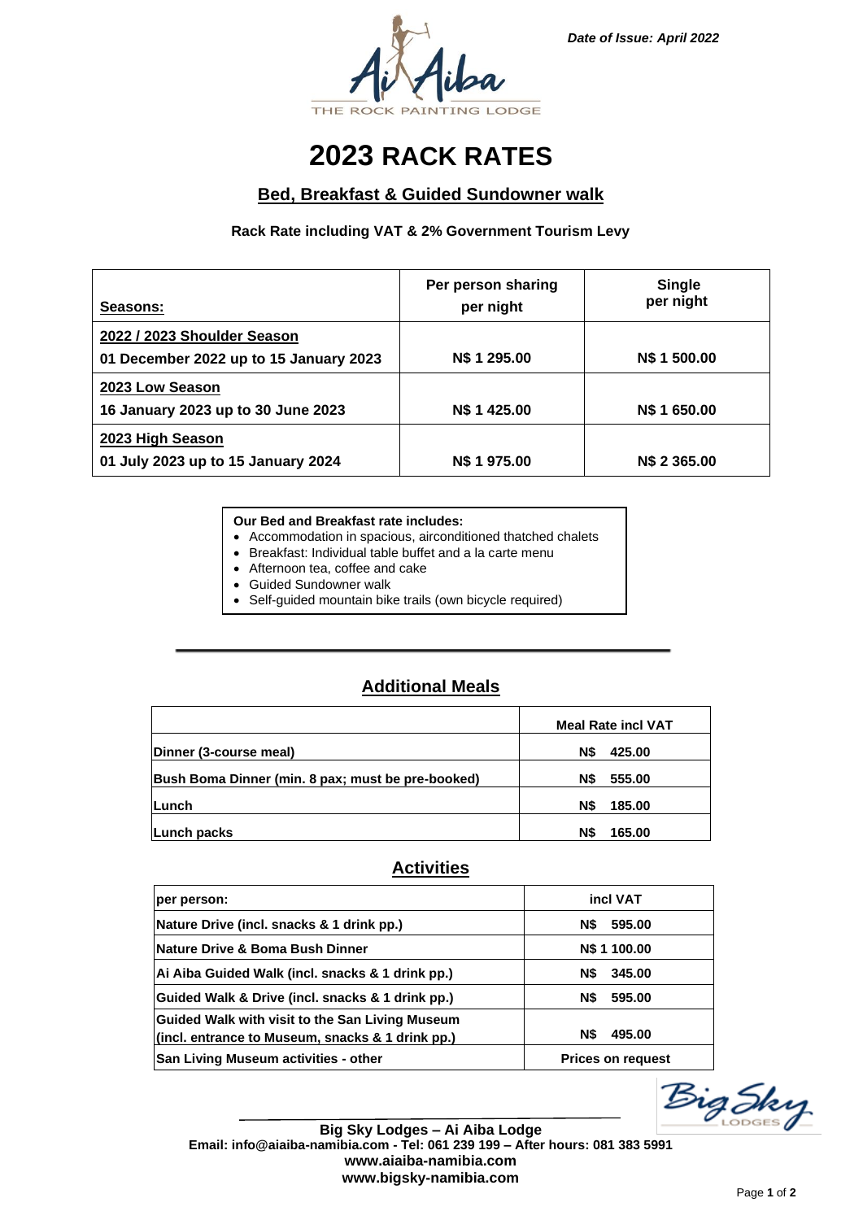*Date of Issue: April 2022*

Ai Aiba
THE ROCK PAINTING LODGE

# 2023 RACK RATES

## Bed, Breakfast & Guided Sundowner walk

**Rack Rate including VAT & 2% Government Tourism Levy**

| Seasons: | Per person sharing per night | Single per night |
|---|---|---|
| **2022 / 2023 Shoulder Season** 01 December 2022 up to 15 January 2023 | N$ 1 295.00 | N$ 1 500.00 |
| **2023 Low Season** 16 January 2023 up to 30 June 2023 | N$ 1 425.00 | N$ 1 650.00 |
| **2023 High Season** 01 July 2023 up to 15 January 2024 | N$ 1 975.00 | N$ 2 365.00 |

**Our Bed and Breakfast rate includes:**

- Accommodation in spacious, airconditioned thatched chalets
- Breakfast: Individual table buffet and a la carte menu
- Afternoon tea, coffee and cake
- Guided Sundowner walk
- Self-guided mountain bike trails (own bicycle required)

## Additional Meals

| | Meal Rate incl VAT |
|---|---|
| Dinner (3-course meal) | N$ 425.00 |
| Bush Boma Dinner (min. 8 pax; must be pre-booked) | N$ 555.00 |
| Lunch | N$ 185.00 |
| Lunch packs | N$ 165.00 |

## Activities

| per person: | incl VAT |
|---|---|
| Nature Drive (incl. snacks & 1 drink pp.) | N$ 595.00 |
| Nature Drive & Boma Bush Dinner | N$ 1 100.00 |
| Ai Aiba Guided Walk (incl. snacks & 1 drink pp.) | N$ 345.00 |
| Guided Walk & Drive (incl. snacks & 1 drink pp.) | N$ 595.00 |
| Guided Walk with visit to the San Living Museum (incl. entrance to Museum, snacks & 1 drink pp.) | N$ 495.00 |
| San Living Museum activities - other | Prices on request |

Big Sky LODGES

**Big Sky Lodges – Ai Aiba Lodge**
**Email: info@aiaiba-namibia.com - Tel: 061 239 199 – After hours: 081 383 5991**
**www.aiaiba-namibia.com**
**www.bigsky-namibia.com**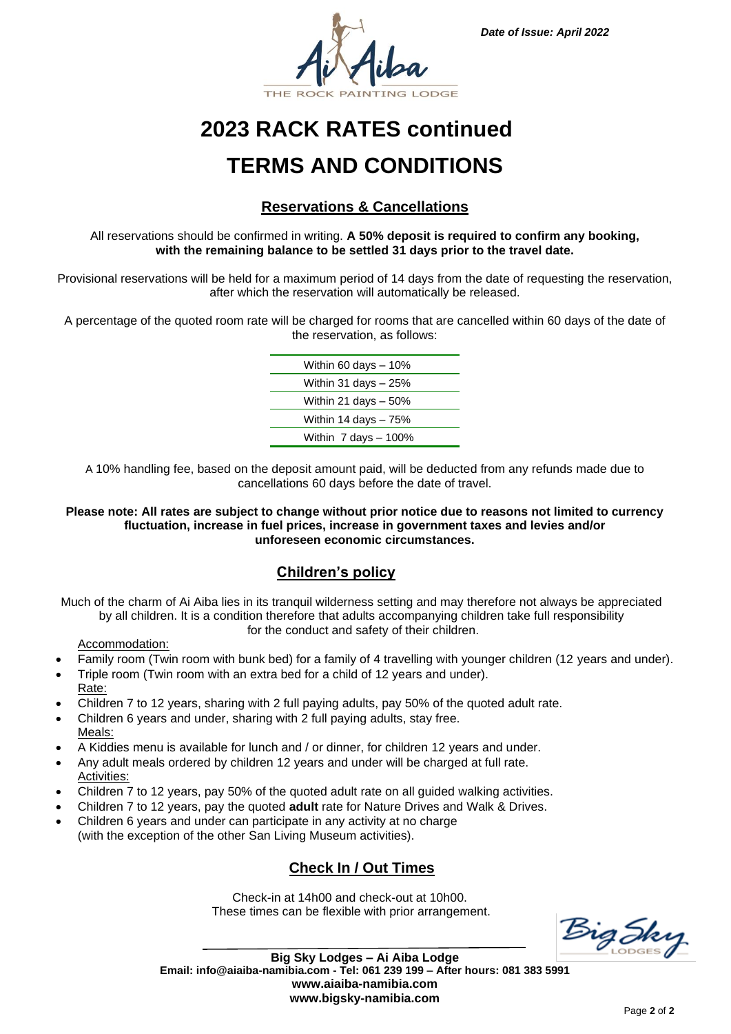*Date of Issue: April 2022*

THE ROCK PAINTING LODGE

# 2023 RACK RATES continued

# TERMS AND CONDITIONS

## Reservations & Cancellations

All reservations should be confirmed in writing. **A 50% deposit is required to confirm any booking, with the remaining balance to be settled 31 days prior to the travel date.**

Provisional reservations will be held for a maximum period of 14 days from the date of requesting the reservation, after which the reservation will automatically be released.

A percentage of the quoted room rate will be charged for rooms that are cancelled within 60 days of the date of the reservation, as follows:

| |
|---|
| Within 60 days – 10% |
| Within 31 days – 25% |
| Within 21 days – 50% |
| Within 14 days – 75% |
| Within 7 days – 100% |

A 10% handling fee, based on the deposit amount paid, will be deducted from any refunds made due to cancellations 60 days before the date of travel.

**Please note: All rates are subject to change without prior notice due to reasons not limited to currency fluctuation, increase in fuel prices, increase in government taxes and levies and/or unforeseen economic circumstances.**

## Children's policy

Much of the charm of Ai Aiba lies in its tranquil wilderness setting and may therefore not always be appreciated by all children. It is a condition therefore that adults accompanying children take full responsibility for the conduct and safety of their children.

Accommodation:

- Family room (Twin room with bunk bed) for a family of 4 travelling with younger children (12 years and under).
- Triple room (Twin room with an extra bed for a child of 12 years and under).

Rate:

- Children 7 to 12 years, sharing with 2 full paying adults, pay 50% of the quoted adult rate.
- Children 6 years and under, sharing with 2 full paying adults, stay free.

Meals:

- A Kiddies menu is available for lunch and / or dinner, for children 12 years and under.
- Any adult meals ordered by children 12 years and under will be charged at full rate.

Activities:

- Children 7 to 12 years, pay 50% of the quoted adult rate on all guided walking activities.
- Children 7 to 12 years, pay the quoted **adult** rate for Nature Drives and Walk & Drives.
- Children 6 years and under can participate in any activity at no charge (with the exception of the other San Living Museum activities).

## Check In / Out Times

Check-in at 14h00 and check-out at 10h00.
These times can be flexible with prior arrangement.

**Big Sky Lodges – Ai Aiba Lodge**
**Email: info@aiaiba-namibia.com - Tel: 061 239 199 – After hours: 081 383 5991**
**www.aiaiba-namibia.com**
**www.bigsky-namibia.com**